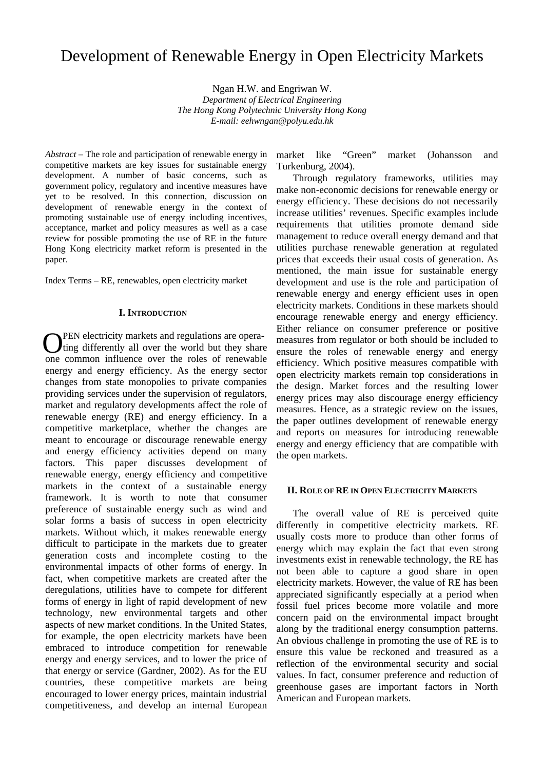# Development of Renewable Energy in Open Electricity Markets

Ngan H.W. and Engriwan W.

*Department of Electrical Engineering*
*The Hong Kong Polytechnic University Hong Kong*
*E-mail: eehwngan@polyu.edu.hk*

*Abstract* – The role and participation of renewable energy in competitive markets are key issues for sustainable energy development. A number of basic concerns, such as government policy, regulatory and incentive measures have yet to be resolved. In this connection, discussion on development of renewable energy in the context of promoting sustainable use of energy including incentives, acceptance, market and policy measures as well as a case review for possible promoting the use of RE in the future Hong Kong electricity market reform is presented in the paper.

Index Terms – RE, renewables, open electricity market

## I. Introduction

OPEN electricity markets and regulations are operating differently all over the world but they share one common influence over the roles of renewable energy and energy efficiency. As the energy sector changes from state monopolies to private companies providing services under the supervision of regulators, market and regulatory developments affect the role of renewable energy (RE) and energy efficiency. In a competitive marketplace, whether the changes are meant to encourage or discourage renewable energy and energy efficiency activities depend on many factors. This paper discusses development of renewable energy, energy efficiency and competitive markets in the context of a sustainable energy framework. It is worth to note that consumer preference of sustainable energy such as wind and solar forms a basis of success in open electricity markets. Without which, it makes renewable energy difficult to participate in the markets due to greater generation costs and incomplete costing to the environmental impacts of other forms of energy. In fact, when competitive markets are created after the deregulations, utilities have to compete for different forms of energy in light of rapid development of new technology, new environmental targets and other aspects of new market conditions. In the United States, for example, the open electricity markets have been embraced to introduce competition for renewable energy and energy services, and to lower the price of that energy or service (Gardner, 2002). As for the EU countries, these competitive markets are being encouraged to lower energy prices, maintain industrial competitiveness, and develop an internal European market like "Green" market (Johansson and Turkenburg, 2004).

Through regulatory frameworks, utilities may make non-economic decisions for renewable energy or energy efficiency. These decisions do not necessarily increase utilities' revenues. Specific examples include requirements that utilities promote demand side management to reduce overall energy demand and that utilities purchase renewable generation at regulated prices that exceeds their usual costs of generation. As mentioned, the main issue for sustainable energy development and use is the role and participation of renewable energy and energy efficient uses in open electricity markets. Conditions in these markets should encourage renewable energy and energy efficiency. Either reliance on consumer preference or positive measures from regulator or both should be included to ensure the roles of renewable energy and energy efficiency. Which positive measures compatible with open electricity markets remain top considerations in the design. Market forces and the resulting lower energy prices may also discourage energy efficiency measures. Hence, as a strategic review on the issues, the paper outlines development of renewable energy and reports on measures for introducing renewable energy and energy efficiency that are compatible with the open markets.

## II. Role of RE in Open Electricity Markets

The overall value of RE is perceived quite differently in competitive electricity markets. RE usually costs more to produce than other forms of energy which may explain the fact that even strong investments exist in renewable technology, the RE has not been able to capture a good share in open electricity markets. However, the value of RE has been appreciated significantly especially at a period when fossil fuel prices become more volatile and more concern paid on the environmental impact brought along by the traditional energy consumption patterns. An obvious challenge in promoting the use of RE is to ensure this value be reckoned and treasured as a reflection of the environmental security and social values. In fact, consumer preference and reduction of greenhouse gases are important factors in North American and European markets.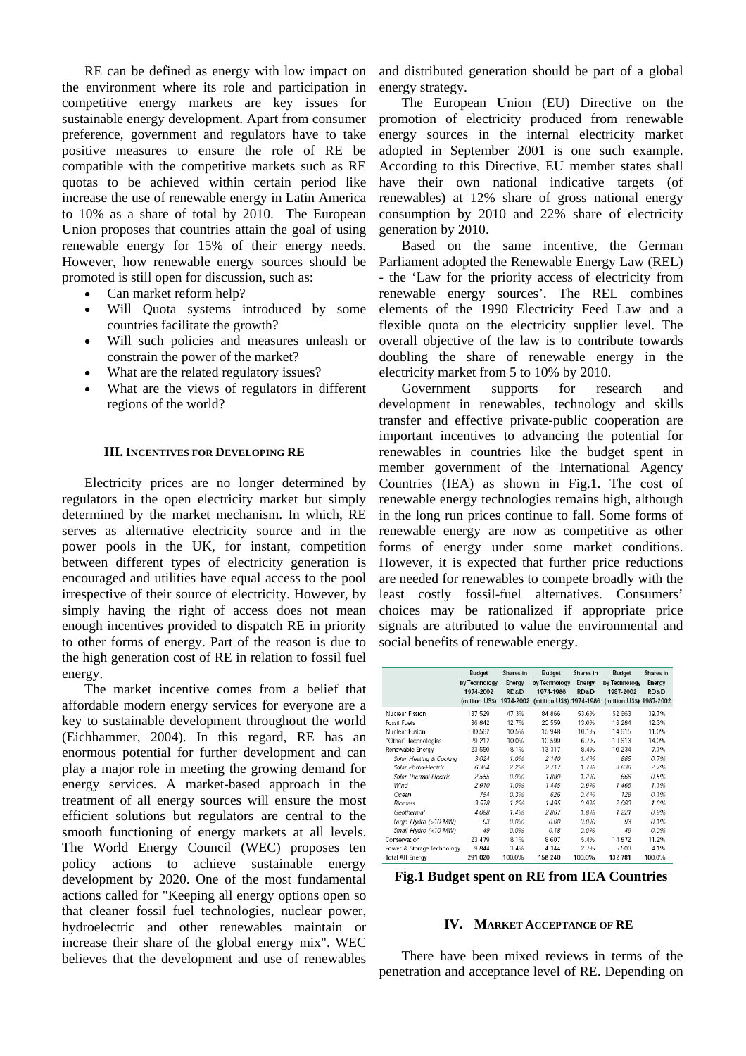RE can be defined as energy with low impact on the environment where its role and participation in competitive energy markets are key issues for sustainable energy development. Apart from consumer preference, government and regulators have to take positive measures to ensure the role of RE be compatible with the competitive markets such as RE quotas to be achieved within certain period like increase the use of renewable energy in Latin America to 10% as a share of total by 2010. The European Union proposes that countries attain the goal of using renewable energy for 15% of their energy needs. However, how renewable energy sources should be promoted is still open for discussion, such as:

- Can market reform help?
- Will Quota systems introduced by some countries facilitate the growth?
- Will such policies and measures unleash or constrain the power of the market?
- What are the related regulatory issues?
- What are the views of regulators in different regions of the world?

## III. Incentives for Developing RE

Electricity prices are no longer determined by regulators in the open electricity market but simply determined by the market mechanism. In which, RE serves as alternative electricity source and in the power pools in the UK, for instant, competition between different types of electricity generation is encouraged and utilities have equal access to the pool irrespective of their source of electricity. However, by simply having the right of access does not mean enough incentives provided to dispatch RE in priority to other forms of energy. Part of the reason is due to the high generation cost of RE in relation to fossil fuel energy.

The market incentive comes from a belief that affordable modern energy services for everyone are a key to sustainable development throughout the world (Eichhammer, 2004). In this regard, RE has an enormous potential for further development and can play a major role in meeting the growing demand for energy services. A market-based approach in the treatment of all energy sources will ensure the most efficient solutions but regulators are central to the smooth functioning of energy markets at all levels. The World Energy Council (WEC) proposes ten policy actions to achieve sustainable energy development by 2020. One of the most fundamental actions called for "Keeping all energy options open so that cleaner fossil fuel technologies, nuclear power, hydroelectric and other renewables maintain or increase their share of the global energy mix". WEC believes that the development and use of renewables and distributed generation should be part of a global energy strategy.

The European Union (EU) Directive on the promotion of electricity produced from renewable energy sources in the internal electricity market adopted in September 2001 is one such example. According to this Directive, EU member states shall have their own national indicative targets (of renewables) at 12% share of gross national energy consumption by 2010 and 22% share of electricity generation by 2010.

Based on the same incentive, the German Parliament adopted the Renewable Energy Law (REL) - the 'Law for the priority access of electricity from renewable energy sources'. The REL combines elements of the 1990 Electricity Feed Law and a flexible quota on the electricity supplier level. The overall objective of the law is to contribute towards doubling the share of renewable energy in the electricity market from 5 to 10% by 2010.

Government supports for research and development in renewables, technology and skills transfer and effective private-public cooperation are important incentives to advancing the potential for renewables in countries like the budget spent in member government of the International Agency Countries (IEA) as shown in Fig.1. The cost of renewable energy technologies remains high, although in the long run prices continue to fall. Some forms of renewable energy are now as competitive as other forms of energy under some market conditions. However, it is expected that further price reductions are needed for renewables to compete broadly with the least costly fossil-fuel alternatives. Consumers' choices may be rationalized if appropriate price signals are attributed to value the environmental and social benefits of renewable energy.

| | Budget by Technology 1974-2002 (million US$) | Shares in Energy RD&D 1974-2002 | Budget by Technology 1974-1986 (million US$) | Shares in Energy RD&D 1974-1986 | Budget by Technology 1987-2002 (million US$) | Shares in Energy RD&D 1987-2002 |
|---|---|---|---|---|---|---|
| Nuclear Fission | 137 529 | 47.3% | 84 866 | 53.6% | 52 663 | 39.7% |
| Fossil Fuels | 36 842 | 12.7% | 20 559 | 13.0% | 16 284 | 12.3% |
| Nuclear Fusion | 30 562 | 10.5% | 15 948 | 10.1% | 14 615 | 11.0% |
| "Other" Technologies | 29 212 | 10.0% | 10 599 | 6.7% | 18 613 | 14.0% |
| Renewable Energy | 23 550 | 8.1% | 13 317 | 8.4% | 10 234 | 7.7% |
| *Solar Heating & Cooling* | *3 024* | *1.0%* | *2 140* | *1.4%* | *885* | *0.7%* |
| *Solar Photo-Electric* | *6 354* | *2.2%* | *2 717* | *1.7%* | *3 636* | *2.7%* |
| *Solar Thermal-Electric* | *2 555* | *0.9%* | *1 889* | *1.2%* | *666* | *0.5%* |
| *Wind* | *2 910* | *1.0%* | *1 445* | *0.9%* | *1 465* | *1.1%* |
| *Ocean* | *754* | *0.3%* | *626* | *0.4%* | *128* | *0.1%* |
| *Biomass* | *3 578* | *1.2%* | *1 495* | *0.9%* | *2 083* | *1.6%* |
| *Geothermal* | *4 088* | *1.4%* | *2 867* | *1.8%* | *1 221* | *0.9%* |
| *Large Hydro (>10 MW)* | *93* | *0.0%* | *0.00* | *0.0%* | *93* | *0.1%* |
| *Small Hydro (<10 MW)* | *49* | *0.0%* | *0.18* | *0.0%* | *49* | *0.0%* |
| Conservation | 23 479 | 8.1% | 8 607 | 5.4% | 14 872 | 11.2% |
| Power & Storage Technology | 9 844 | 3.4% | 4 344 | 2.7% | 5 500 | 4.1% |
| Total All Energy | 291 020 | 100.0% | 158 240 | 100.0% | 132 781 | 100.0% |

**Fig.1 Budget spent on RE from IEA Countries**

## IV. Market Acceptance of RE

There have been mixed reviews in terms of the penetration and acceptance level of RE. Depending on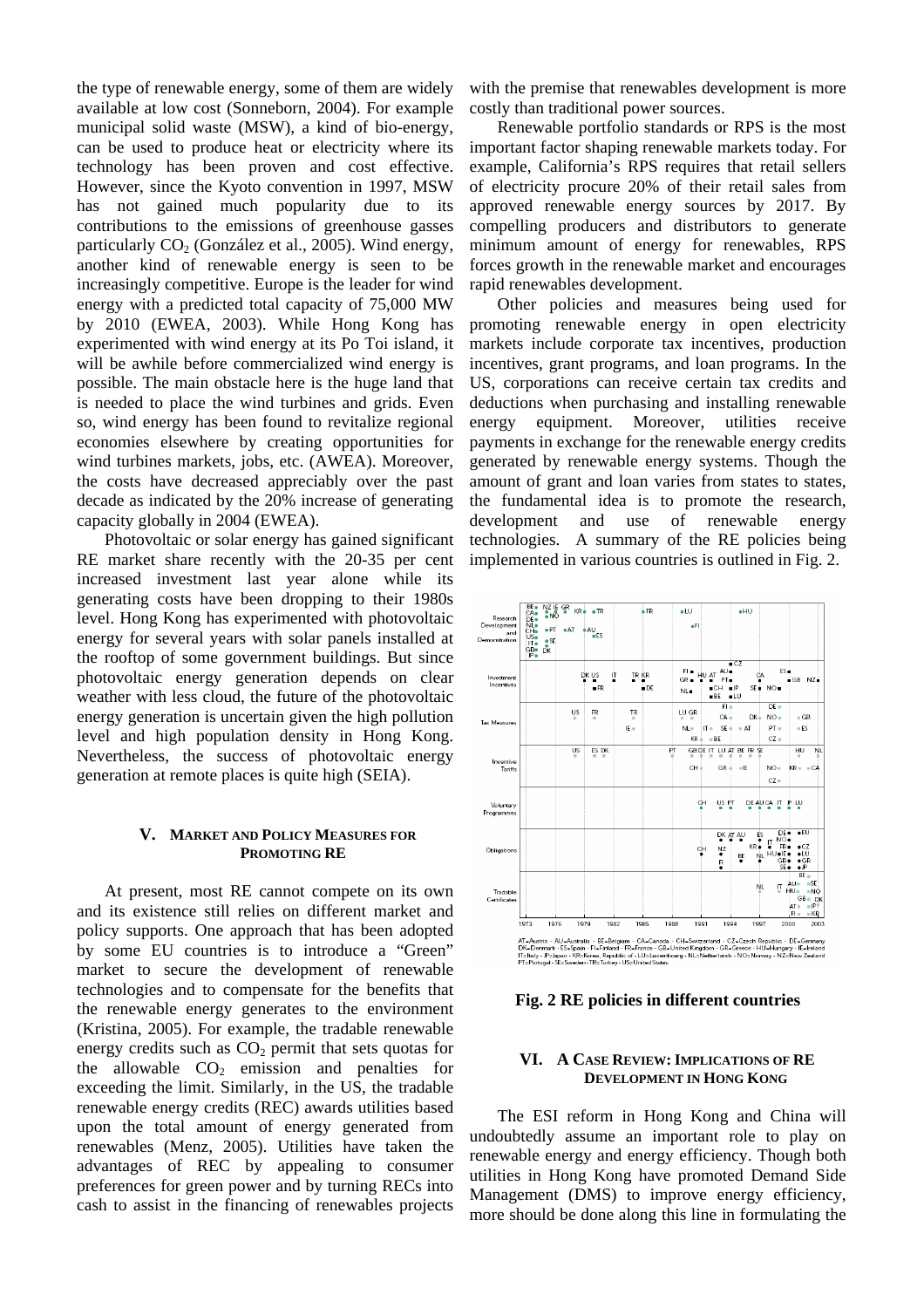the type of renewable energy, some of them are widely available at low cost (Sonneborn, 2004). For example municipal solid waste (MSW), a kind of bio-energy, can be used to produce heat or electricity where its technology has been proven and cost effective. However, since the Kyoto convention in 1997, MSW has not gained much popularity due to its contributions to the emissions of greenhouse gasses particularly $CO_2$ (González et al., 2005). Wind energy, another kind of renewable energy is seen to be increasingly competitive. Europe is the leader for wind energy with a predicted total capacity of 75,000 MW by 2010 (EWEA, 2003). While Hong Kong has experimented with wind energy at its Po Toi island, it will be awhile before commercialized wind energy is possible. The main obstacle here is the huge land that is needed to place the wind turbines and grids. Even so, wind energy has been found to revitalize regional economies elsewhere by creating opportunities for wind turbines markets, jobs, etc. (AWEA). Moreover, the costs have decreased appreciably over the past decade as indicated by the 20% increase of generating capacity globally in 2004 (EWEA).

Photovoltaic or solar energy has gained significant RE market share recently with the 20-35 per cent increased investment last year alone while its generating costs have been dropping to their 1980s level. Hong Kong has experimented with photovoltaic energy for several years with solar panels installed at the rooftop of some government buildings. But since photovoltaic energy generation depends on clear weather with less cloud, the future of the photovoltaic energy generation is uncertain given the high pollution level and high population density in Hong Kong. Nevertheless, the success of photovoltaic energy generation at remote places is quite high (SEIA).

## V. Market and Policy Measures for Promoting RE

At present, most RE cannot compete on its own and its existence still relies on different market and policy supports. One approach that has been adopted by some EU countries is to introduce a "Green" market to secure the development of renewable technologies and to compensate for the benefits that the renewable energy generates to the environment (Kristina, 2005). For example, the tradable renewable energy credits such as $CO_2$ permit that sets quotas for the allowable $CO_2$ emission and penalties for exceeding the limit. Similarly, in the US, the tradable renewable energy credits (REC) awards utilities based upon the total amount of energy generated from renewables (Menz, 2005). Utilities have taken the advantages of REC by appealing to consumer preferences for green power and by turning RECs into cash to assist in the financing of renewables projects with the premise that renewables development is more costly than traditional power sources.

Renewable portfolio standards or RPS is the most important factor shaping renewable markets today. For example, California's RPS requires that retail sellers of electricity procure 20% of their retail sales from approved renewable energy sources by 2017. By compelling producers and distributors to generate minimum amount of energy for renewables, RPS forces growth in the renewable market and encourages rapid renewables development.

Other policies and measures being used for promoting renewable energy in open electricity markets include corporate tax incentives, production incentives, grant programs, and loan programs. In the US, corporations can receive certain tax credits and deductions when purchasing and installing renewable energy equipment. Moreover, utilities receive payments in exchange for the renewable energy credits generated by renewable energy systems. Though the amount of grant and loan varies from states to states, the fundamental idea is to promote the research, development and use of renewable energy technologies. A summary of the RE policies being implemented in various countries is outlined in Fig. 2.

AT=Austria - AU=Australia - BE=Belgium - CA=Canada - CH=Switzerland - CZ=Czech Republic - DE=Germany
DK=Denmark - ES=Spain - FI=Finland - FR=France - GB=United Kingdom - GR=Greece - HU=Hungary - IE=Ireland
IT=Italy - JP=Japan - KR=Korea, Republic of - LU=Luxembourg - NL=Netherlands - NO=Norway - NZ=New Zealand
PT=Portugal - SE=Sweden - TR=Turkey - US=United States

**Fig. 2 RE policies in different countries**

## VI. A Case Review: Implications of RE Development in Hong Kong

The ESI reform in Hong Kong and China will undoubtedly assume an important role to play on renewable energy and energy efficiency. Though both utilities in Hong Kong have promoted Demand Side Management (DMS) to improve energy efficiency, more should be done along this line in formulating the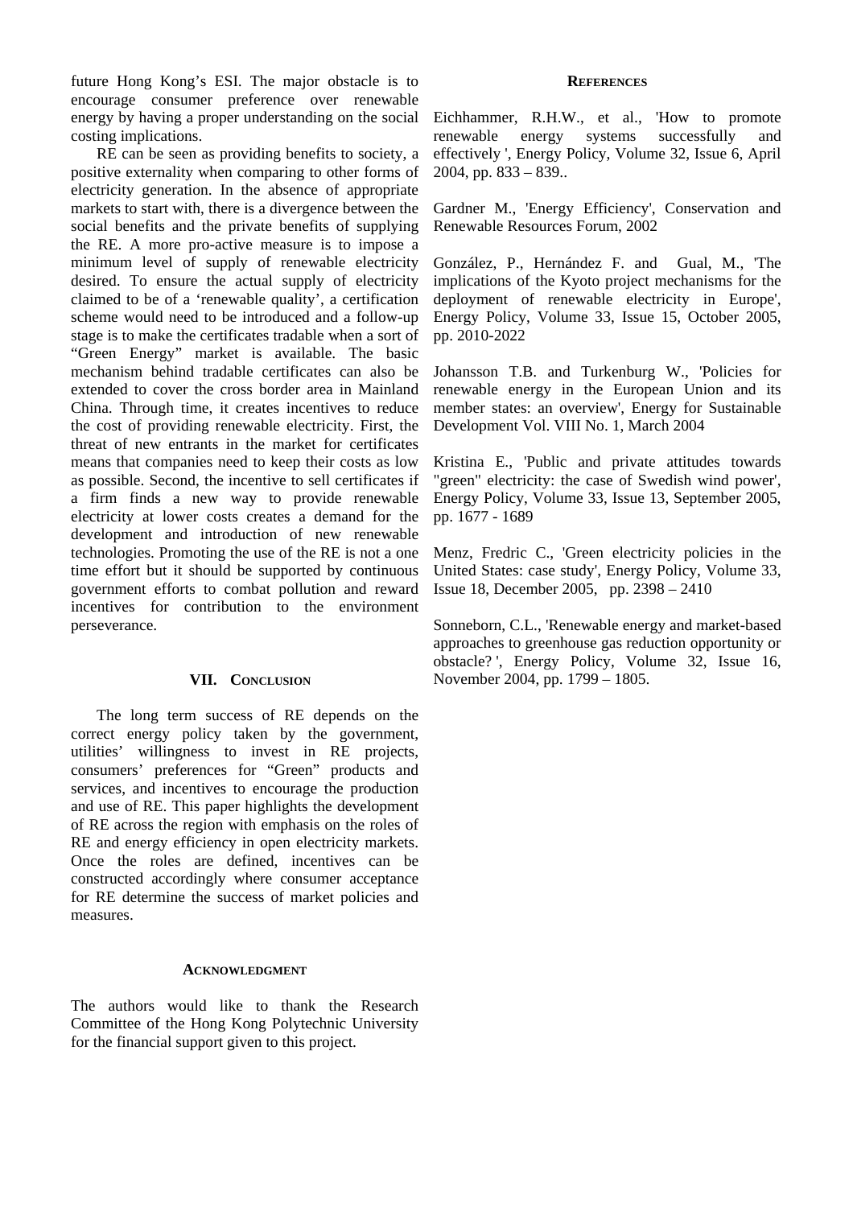future Hong Kong's ESI. The major obstacle is to encourage consumer preference over renewable energy by having a proper understanding on the social costing implications.

RE can be seen as providing benefits to society, a positive externality when comparing to other forms of electricity generation. In the absence of appropriate markets to start with, there is a divergence between the social benefits and the private benefits of supplying the RE. A more pro-active measure is to impose a minimum level of supply of renewable electricity desired. To ensure the actual supply of electricity claimed to be of a 'renewable quality', a certification scheme would need to be introduced and a follow-up stage is to make the certificates tradable when a sort of "Green Energy" market is available. The basic mechanism behind tradable certificates can also be extended to cover the cross border area in Mainland China. Through time, it creates incentives to reduce the cost of providing renewable electricity. First, the threat of new entrants in the market for certificates means that companies need to keep their costs as low as possible. Second, the incentive to sell certificates if a firm finds a new way to provide renewable electricity at lower costs creates a demand for the development and introduction of new renewable technologies. Promoting the use of the RE is not a one time effort but it should be supported by continuous government efforts to combat pollution and reward incentives for contribution to the environment perseverance.

## VII. Conclusion

The long term success of RE depends on the correct energy policy taken by the government, utilities' willingness to invest in RE projects, consumers' preferences for "Green" products and services, and incentives to encourage the production and use of RE. This paper highlights the development of RE across the region with emphasis on the roles of RE and energy efficiency in open electricity markets. Once the roles are defined, incentives can be constructed accordingly where consumer acceptance for RE determine the success of market policies and measures.

## Acknowledgment

The authors would like to thank the Research Committee of the Hong Kong Polytechnic University for the financial support given to this project.

## References

Eichhammer, R.H.W., et al., 'How to promote renewable energy systems successfully and effectively ', Energy Policy, Volume 32, Issue 6, April 2004, pp. 833 – 839..

Gardner M., 'Energy Efficiency', Conservation and Renewable Resources Forum, 2002

González, P., Hernández F. and Gual, M., 'The implications of the Kyoto project mechanisms for the deployment of renewable electricity in Europe', Energy Policy, Volume 33, Issue 15, October 2005, pp. 2010-2022

Johansson T.B. and Turkenburg W., 'Policies for renewable energy in the European Union and its member states: an overview', Energy for Sustainable Development Vol. VIII No. 1, March 2004

Kristina E., 'Public and private attitudes towards "green" electricity: the case of Swedish wind power', Energy Policy, Volume 33, Issue 13, September 2005, pp. 1677 - 1689

Menz, Fredric C., 'Green electricity policies in the United States: case study', Energy Policy, Volume 33, Issue 18, December 2005, pp. 2398 – 2410

Sonneborn, C.L., 'Renewable energy and market-based approaches to greenhouse gas reduction opportunity or obstacle? ', Energy Policy, Volume 32, Issue 16, November 2004, pp. 1799 – 1805.